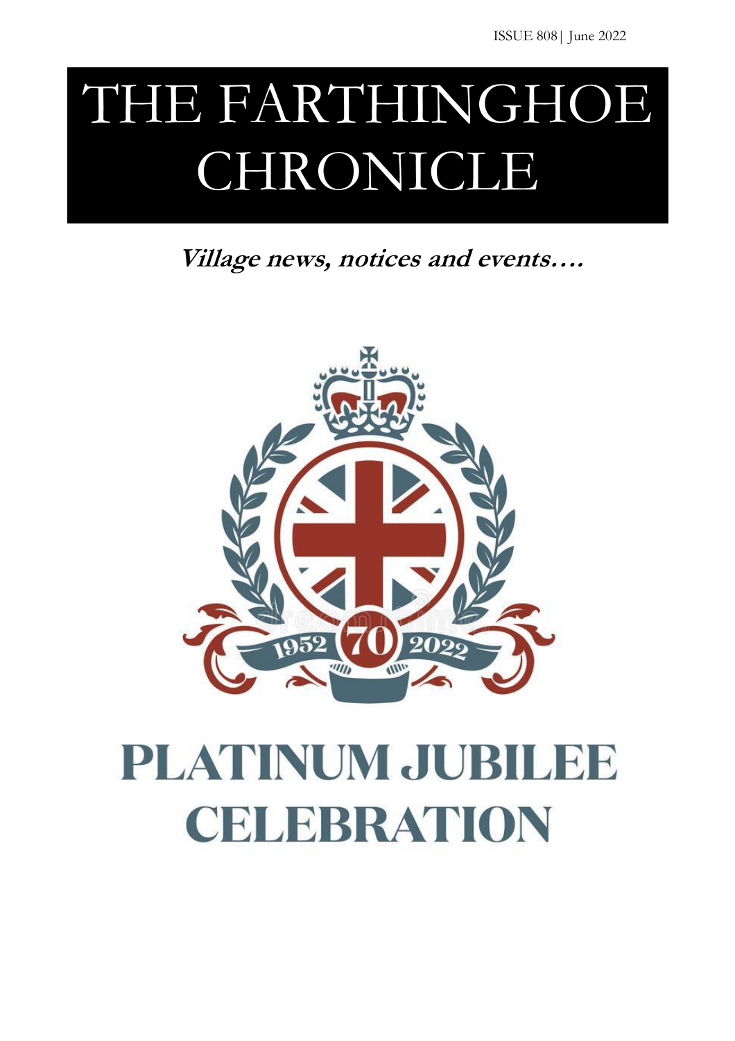ISSUE 808| June 2022

# THE FARTHINGHOE CHRONICLE

**_Village news, notices and events…._**

1952 70 2022

## PLATINUM JUBILEE CELEBRATION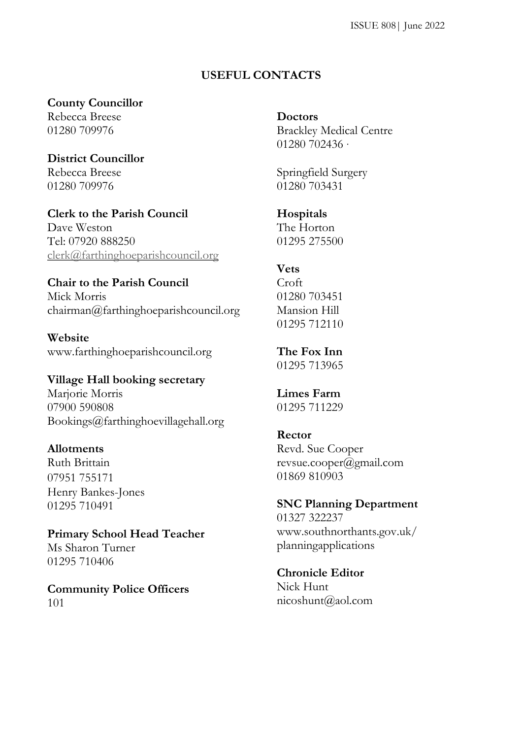## USEFUL CONTACTS

**County Councillor**
Rebecca Breese
01280 709976

**District Councillor**
Rebecca Breese
01280 709976

**Clerk to the Parish Council**
Dave Weston
Tel: 07920 888250
clerk@farthinghoeparishcouncil.org

**Chair to the Parish Council**
Mick Morris
chairman@farthinghoeparishcouncil.org

**Website**
www.farthinghoeparishcouncil.org

**Village Hall booking secretary**
Marjorie Morris
07900 590808
Bookings@farthinghoevillagehall.org

**Allotments**
Ruth Brittain
07951 755171
Henry Bankes-Jones
01295 710491

**Primary School Head Teacher**
Ms Sharon Turner
01295 710406

**Community Police Officers**
101

**Doctors**
Brackley Medical Centre
01280 702436 ·

Springfield Surgery
01280 703431

**Hospitals**
The Horton
01295 275500

**Vets**
Croft
01280 703451
Mansion Hill
01295 712110

**The Fox Inn**
01295 713965

**Limes Farm**
01295 711229

**Rector**
Revd. Sue Cooper
revsue.cooper@gmail.com
01869 810903

**SNC Planning Department**
01327 322237
www.southnorthants.gov.uk/planningapplications

**Chronicle Editor**
Nick Hunt
nicoshunt@aol.com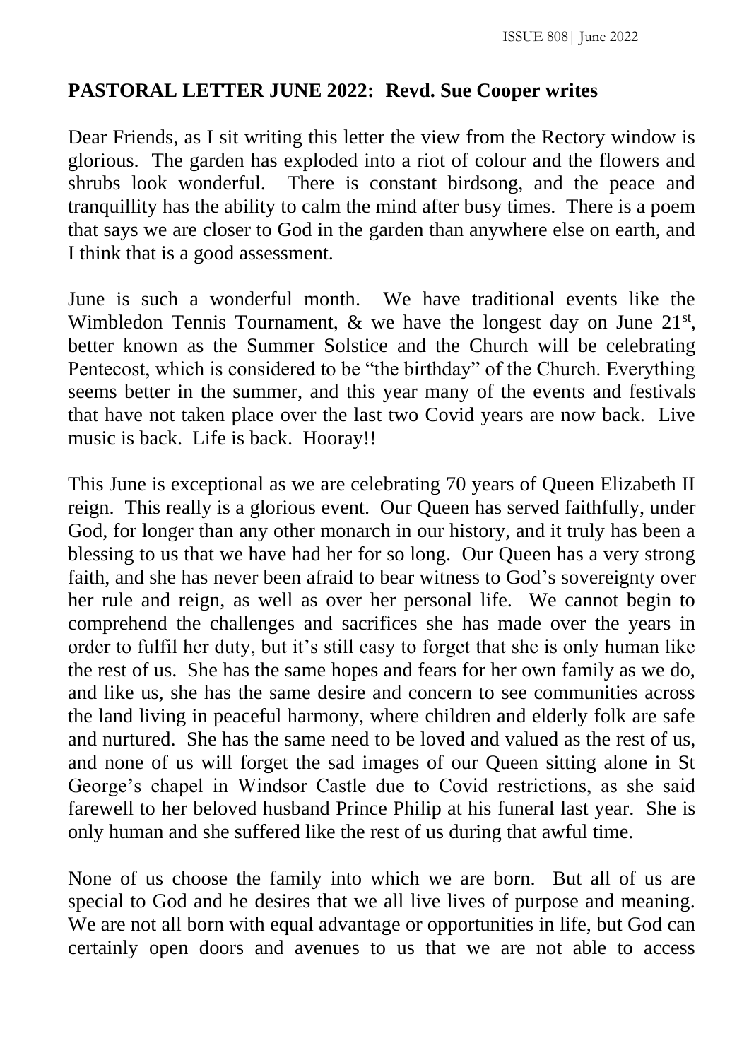## PASTORAL LETTER JUNE 2022: Revd. Sue Cooper writes

Dear Friends, as I sit writing this letter the view from the Rectory window is glorious. The garden has exploded into a riot of colour and the flowers and shrubs look wonderful. There is constant birdsong, and the peace and tranquillity has the ability to calm the mind after busy times. There is a poem that says we are closer to God in the garden than anywhere else on earth, and I think that is a good assessment.

June is such a wonderful month. We have traditional events like the Wimbledon Tennis Tournament, & we have the longest day on June 21st, better known as the Summer Solstice and the Church will be celebrating Pentecost, which is considered to be "the birthday" of the Church. Everything seems better in the summer, and this year many of the events and festivals that have not taken place over the last two Covid years are now back. Live music is back. Life is back. Hooray!!

This June is exceptional as we are celebrating 70 years of Queen Elizabeth II reign. This really is a glorious event. Our Queen has served faithfully, under God, for longer than any other monarch in our history, and it truly has been a blessing to us that we have had her for so long. Our Queen has a very strong faith, and she has never been afraid to bear witness to God's sovereignty over her rule and reign, as well as over her personal life. We cannot begin to comprehend the challenges and sacrifices she has made over the years in order to fulfil her duty, but it's still easy to forget that she is only human like the rest of us. She has the same hopes and fears for her own family as we do, and like us, she has the same desire and concern to see communities across the land living in peaceful harmony, where children and elderly folk are safe and nurtured. She has the same need to be loved and valued as the rest of us, and none of us will forget the sad images of our Queen sitting alone in St George's chapel in Windsor Castle due to Covid restrictions, as she said farewell to her beloved husband Prince Philip at his funeral last year. She is only human and she suffered like the rest of us during that awful time.

None of us choose the family into which we are born. But all of us are special to God and he desires that we all live lives of purpose and meaning. We are not all born with equal advantage or opportunities in life, but God can certainly open doors and avenues to us that we are not able to access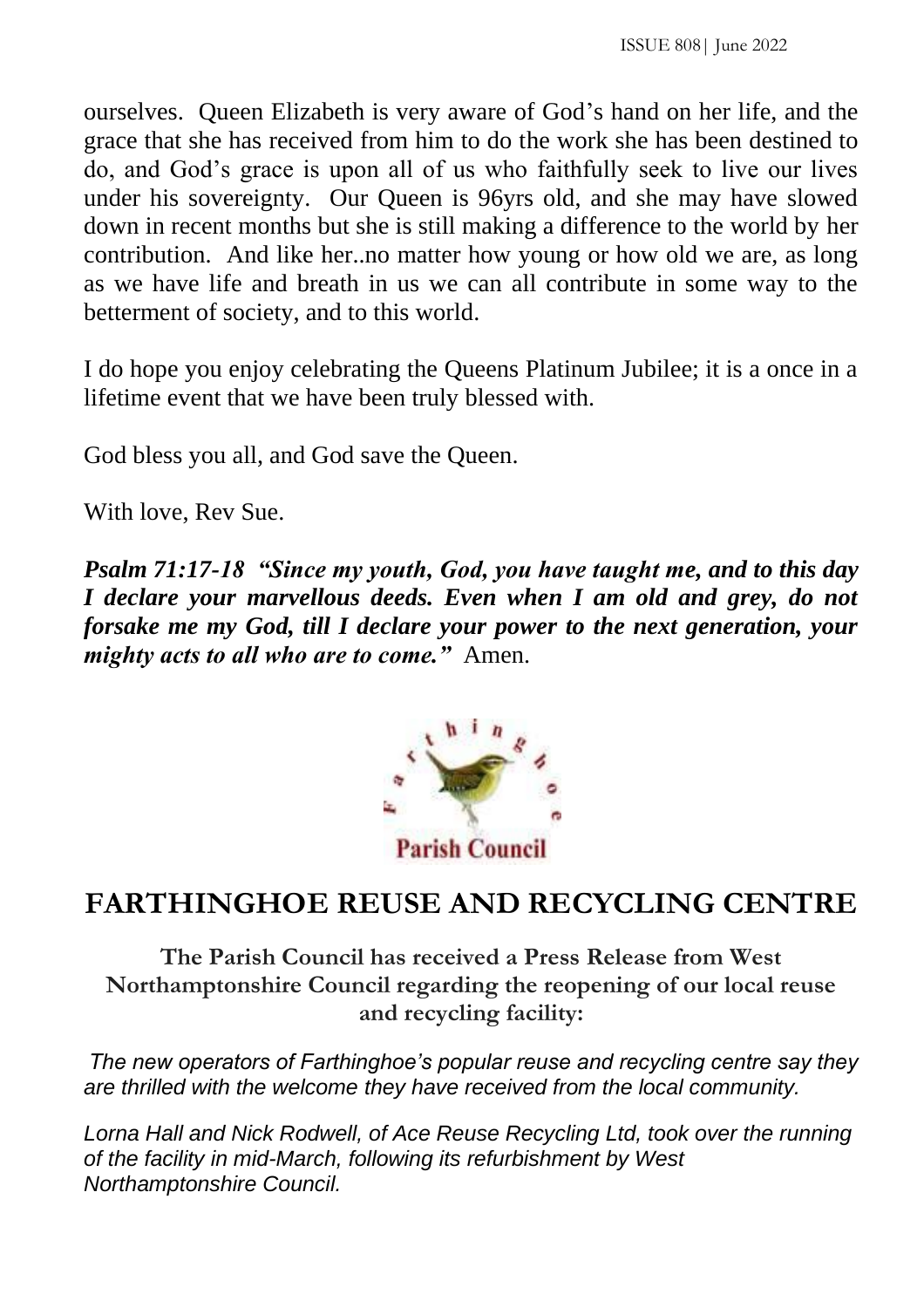ourselves. Queen Elizabeth is very aware of God's hand on her life, and the grace that she has received from him to do the work she has been destined to do, and God's grace is upon all of us who faithfully seek to live our lives under his sovereignty. Our Queen is 96yrs old, and she may have slowed down in recent months but she is still making a difference to the world by her contribution. And like her..no matter how young or how old we are, as long as we have life and breath in us we can all contribute in some way to the betterment of society, and to this world.

I do hope you enjoy celebrating the Queens Platinum Jubilee; it is a once in a lifetime event that we have been truly blessed with.

God bless you all, and God save the Queen.

With love, Rev Sue.

***Psalm 71:17-18 "Since my youth, God, you have taught me, and to this day I declare your marvellous deeds. Even when I am old and grey, do not forsake me my God, till I declare your power to the next generation, your mighty acts to all who are to come."*** Amen.

Farthinghoe Parish Council

## FARTHINGHOE REUSE AND RECYCLING CENTRE

**The Parish Council has received a Press Release from West Northamptonshire Council regarding the reopening of our local reuse and recycling facility:**

*The new operators of Farthinghoe's popular reuse and recycling centre say they are thrilled with the welcome they have received from the local community.*

*Lorna Hall and Nick Rodwell, of Ace Reuse Recycling Ltd, took over the running of the facility in mid-March, following its refurbishment by West Northamptonshire Council.*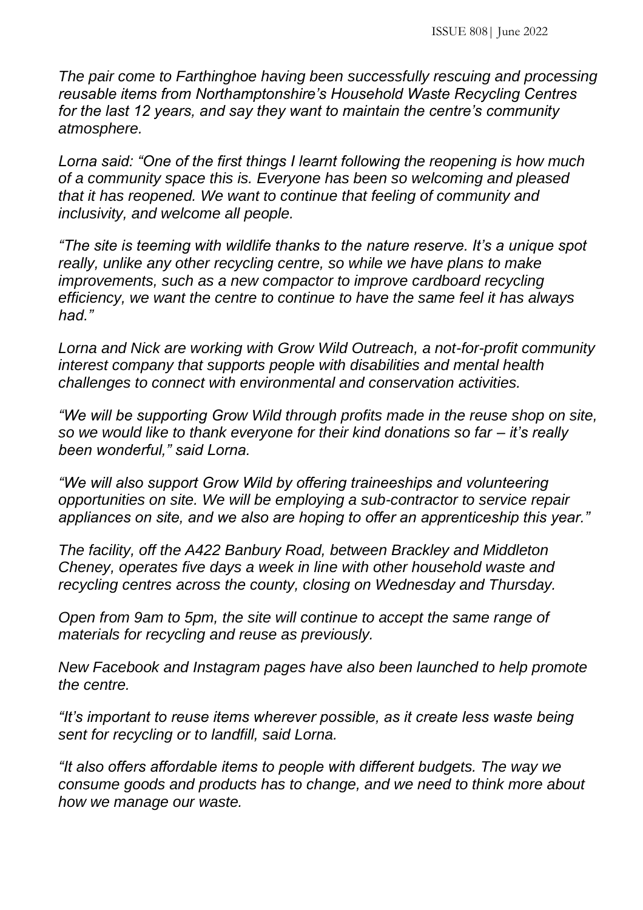*The pair come to Farthinghoe having been successfully rescuing and processing reusable items from Northamptonshire's Household Waste Recycling Centres for the last 12 years, and say they want to maintain the centre's community atmosphere.*

*Lorna said: "One of the first things I learnt following the reopening is how much of a community space this is. Everyone has been so welcoming and pleased that it has reopened. We want to continue that feeling of community and inclusivity, and welcome all people.*

*"The site is teeming with wildlife thanks to the nature reserve. It's a unique spot really, unlike any other recycling centre, so while we have plans to make improvements, such as a new compactor to improve cardboard recycling efficiency, we want the centre to continue to have the same feel it has always had."*

*Lorna and Nick are working with Grow Wild Outreach, a not-for-profit community interest company that supports people with disabilities and mental health challenges to connect with environmental and conservation activities.*

*"We will be supporting Grow Wild through profits made in the reuse shop on site, so we would like to thank everyone for their kind donations so far – it's really been wonderful," said Lorna.*

*"We will also support Grow Wild by offering traineeships and volunteering opportunities on site. We will be employing a sub-contractor to service repair appliances on site, and we also are hoping to offer an apprenticeship this year."*

*The facility, off the A422 Banbury Road, between Brackley and Middleton Cheney, operates five days a week in line with other household waste and recycling centres across the county, closing on Wednesday and Thursday.*

*Open from 9am to 5pm, the site will continue to accept the same range of materials for recycling and reuse as previously.*

*New Facebook and Instagram pages have also been launched to help promote the centre.*

*"It's important to reuse items wherever possible, as it create less waste being sent for recycling or to landfill, said Lorna.*

*"It also offers affordable items to people with different budgets. The way we consume goods and products has to change, and we need to think more about how we manage our waste.*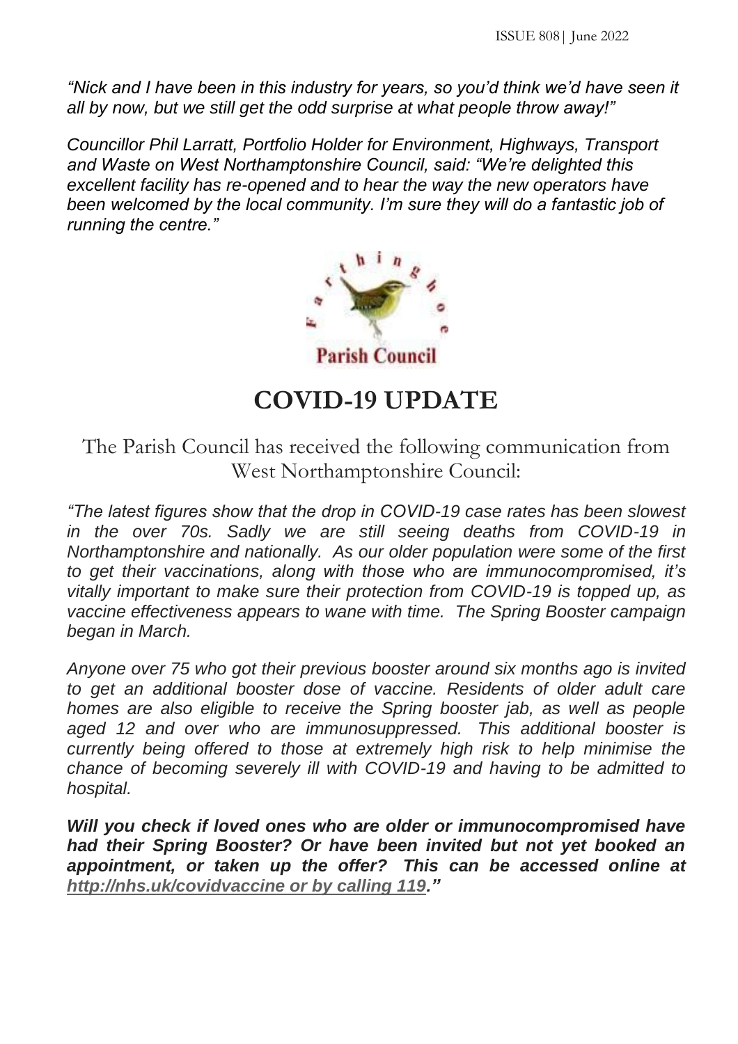*"Nick and I have been in this industry for years, so you'd think we'd have seen it all by now, but we still get the odd surprise at what people throw away!"*

*Councillor Phil Larratt, Portfolio Holder for Environment, Highways, Transport and Waste on West Northamptonshire Council, said: "We're delighted this excellent facility has re-opened and to hear the way the new operators have been welcomed by the local community. I'm sure they will do a fantastic job of running the centre."*

Farthinghoe Parish Council

# COVID-19 UPDATE

The Parish Council has received the following communication from West Northamptonshire Council:

*"The latest figures show that the drop in COVID-19 case rates has been slowest in the over 70s. Sadly we are still seeing deaths from COVID-19 in Northamptonshire and nationally. As our older population were some of the first to get their vaccinations, along with those who are immunocompromised, it's vitally important to make sure their protection from COVID-19 is topped up, as vaccine effectiveness appears to wane with time. The Spring Booster campaign began in March.*

*Anyone over 75 who got their previous booster around six months ago is invited to get an additional booster dose of vaccine. Residents of older adult care homes are also eligible to receive the Spring booster jab, as well as people aged 12 and over who are immunosuppressed. This additional booster is currently being offered to those at extremely high risk to help minimise the chance of becoming severely ill with COVID-19 and having to be admitted to hospital.*

***Will you check if loved ones who are older or immunocompromised have had their Spring Booster? Or have been invited but not yet booked an appointment, or taken up the offer? This can be accessed online at http://nhs.uk/covidvaccine or by calling 119."***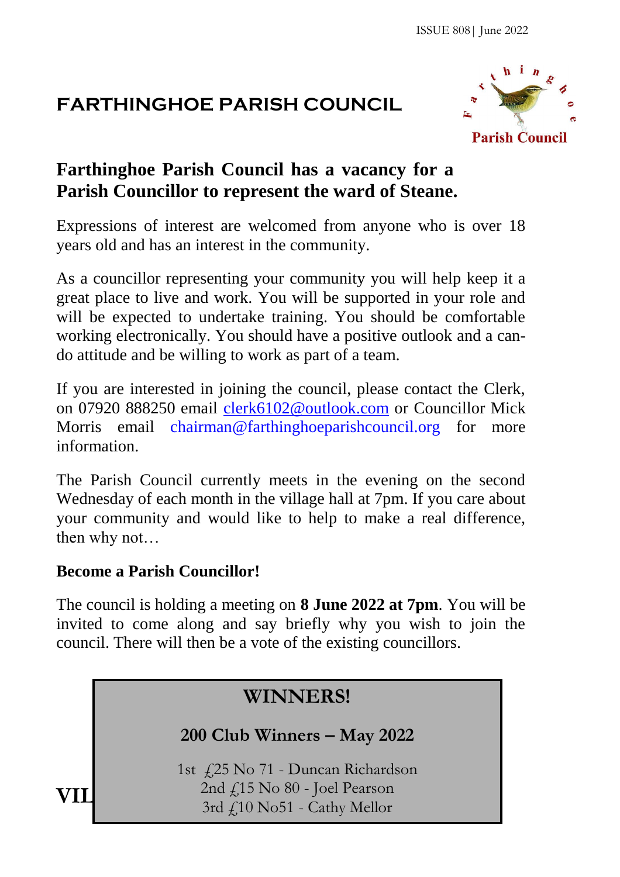# FARTHINGHOE PARISH COUNCIL

**Farthinghoe Parish Council has a vacancy for a Parish Councillor to represent the ward of Steane.**

Expressions of interest are welcomed from anyone who is over 18 years old and has an interest in the community.

As a councillor representing your community you will help keep it a great place to live and work. You will be supported in your role and will be expected to undertake training. You should be comfortable working electronically. You should have a positive outlook and a can-do attitude and be willing to work as part of a team.

If you are interested in joining the council, please contact the Clerk, on 07920 888250 email clerk6102@outlook.com or Councillor Mick Morris email chairman@farthinghoeparishcouncil.org for more information.

The Parish Council currently meets in the evening on the second Wednesday of each month in the village hall at 7pm. If you care about your community and would like to help to make a real difference, then why not…

**Become a Parish Councillor!**

The council is holding a meeting on **8 June 2022 at 7pm**. You will be invited to come along and say briefly why you wish to join the council. There will then be a vote of the existing councillors.

## WINNERS!

### 200 Club Winners – May 2022

1st £25 No 71 - Duncan Richardson
2nd £15 No 80 - Joel Pearson
3rd £10 No51 - Cathy Mellor

VIL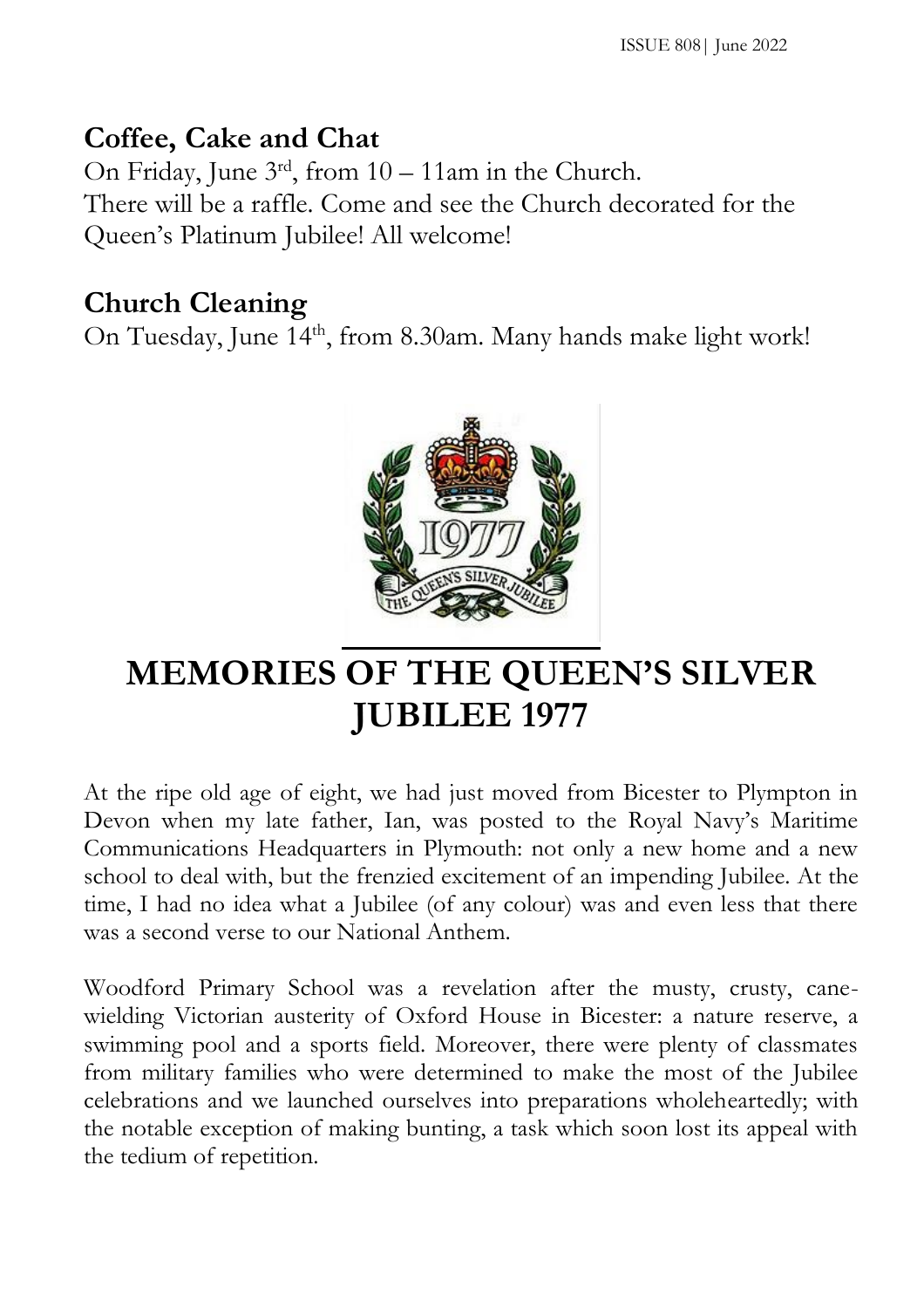## Coffee, Cake and Chat

On Friday, June 3rd, from 10 – 11am in the Church.
There will be a raffle. Come and see the Church decorated for the Queen's Platinum Jubilee! All welcome!

## Church Cleaning

On Tuesday, June 14th, from 8.30am. Many hands make light work!

# MEMORIES OF THE QUEEN'S SILVER JUBILEE 1977

At the ripe old age of eight, we had just moved from Bicester to Plympton in Devon when my late father, Ian, was posted to the Royal Navy's Maritime Communications Headquarters in Plymouth: not only a new home and a new school to deal with, but the frenzied excitement of an impending Jubilee. At the time, I had no idea what a Jubilee (of any colour) was and even less that there was a second verse to our National Anthem.

Woodford Primary School was a revelation after the musty, crusty, cane-wielding Victorian austerity of Oxford House in Bicester: a nature reserve, a swimming pool and a sports field. Moreover, there were plenty of classmates from military families who were determined to make the most of the Jubilee celebrations and we launched ourselves into preparations wholeheartedly; with the notable exception of making bunting, a task which soon lost its appeal with the tedium of repetition.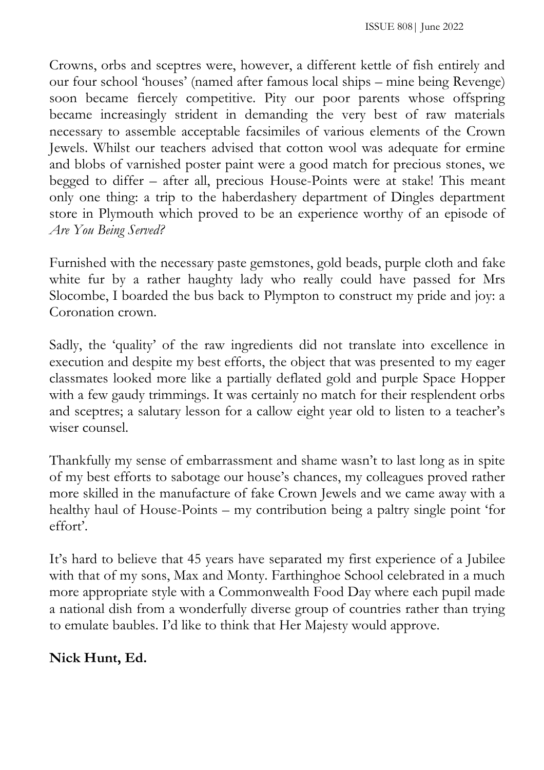Crowns, orbs and sceptres were, however, a different kettle of fish entirely and our four school 'houses' (named after famous local ships – mine being Revenge) soon became fiercely competitive. Pity our poor parents whose offspring became increasingly strident in demanding the very best of raw materials necessary to assemble acceptable facsimiles of various elements of the Crown Jewels. Whilst our teachers advised that cotton wool was adequate for ermine and blobs of varnished poster paint were a good match for precious stones, we begged to differ – after all, precious House-Points were at stake! This meant only one thing: a trip to the haberdashery department of Dingles department store in Plymouth which proved to be an experience worthy of an episode of *Are You Being Served?*

Furnished with the necessary paste gemstones, gold beads, purple cloth and fake white fur by a rather haughty lady who really could have passed for Mrs Slocombe, I boarded the bus back to Plympton to construct my pride and joy: a Coronation crown.

Sadly, the 'quality' of the raw ingredients did not translate into excellence in execution and despite my best efforts, the object that was presented to my eager classmates looked more like a partially deflated gold and purple Space Hopper with a few gaudy trimmings. It was certainly no match for their resplendent orbs and sceptres; a salutary lesson for a callow eight year old to listen to a teacher's wiser counsel.

Thankfully my sense of embarrassment and shame wasn't to last long as in spite of my best efforts to sabotage our house's chances, my colleagues proved rather more skilled in the manufacture of fake Crown Jewels and we came away with a healthy haul of House-Points – my contribution being a paltry single point 'for effort'.

It's hard to believe that 45 years have separated my first experience of a Jubilee with that of my sons, Max and Monty. Farthinghoe School celebrated in a much more appropriate style with a Commonwealth Food Day where each pupil made a national dish from a wonderfully diverse group of countries rather than trying to emulate baubles. I'd like to think that Her Majesty would approve.

**Nick Hunt, Ed.**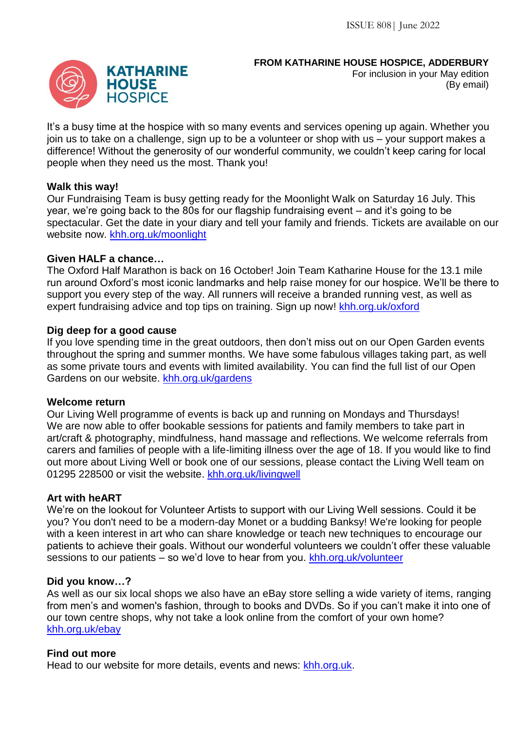**FROM KATHARINE HOUSE HOSPICE, ADDERBURY**
For inclusion in your May edition
(By email)

It's a busy time at the hospice with so many events and services opening up again. Whether you join us to take on a challenge, sign up to be a volunteer or shop with us – your support makes a difference! Without the generosity of our wonderful community, we couldn't keep caring for local people when they need us the most. Thank you!

**Walk this way!**

Our Fundraising Team is busy getting ready for the Moonlight Walk on Saturday 16 July. This year, we're going back to the 80s for our flagship fundraising event – and it's going to be spectacular. Get the date in your diary and tell your family and friends. Tickets are available on our website now. khh.org.uk/moonlight

**Given HALF a chance…**

The Oxford Half Marathon is back on 16 October! Join Team Katharine House for the 13.1 mile run around Oxford's most iconic landmarks and help raise money for our hospice. We'll be there to support you every step of the way. All runners will receive a branded running vest, as well as expert fundraising advice and top tips on training. Sign up now! khh.org.uk/oxford

**Dig deep for a good cause**

If you love spending time in the great outdoors, then don't miss out on our Open Garden events throughout the spring and summer months. We have some fabulous villages taking part, as well as some private tours and events with limited availability. You can find the full list of our Open Gardens on our website. khh.org.uk/gardens

**Welcome return**

Our Living Well programme of events is back up and running on Mondays and Thursdays! We are now able to offer bookable sessions for patients and family members to take part in art/craft & photography, mindfulness, hand massage and reflections. We welcome referrals from carers and families of people with a life-limiting illness over the age of 18. If you would like to find out more about Living Well or book one of our sessions, please contact the Living Well team on 01295 228500 or visit the website. khh.org.uk/livingwell

**Art with heART**

We're on the lookout for Volunteer Artists to support with our Living Well sessions. Could it be you? You don't need to be a modern-day Monet or a budding Banksy! We're looking for people with a keen interest in art who can share knowledge or teach new techniques to encourage our patients to achieve their goals. Without our wonderful volunteers we couldn't offer these valuable sessions to our patients – so we'd love to hear from you. khh.org.uk/volunteer

**Did you know…?**

As well as our six local shops we also have an eBay store selling a wide variety of items, ranging from men's and women's fashion, through to books and DVDs. So if you can't make it into one of our town centre shops, why not take a look online from the comfort of your own home? khh.org.uk/ebay

**Find out more**

Head to our website for more details, events and news: khh.org.uk.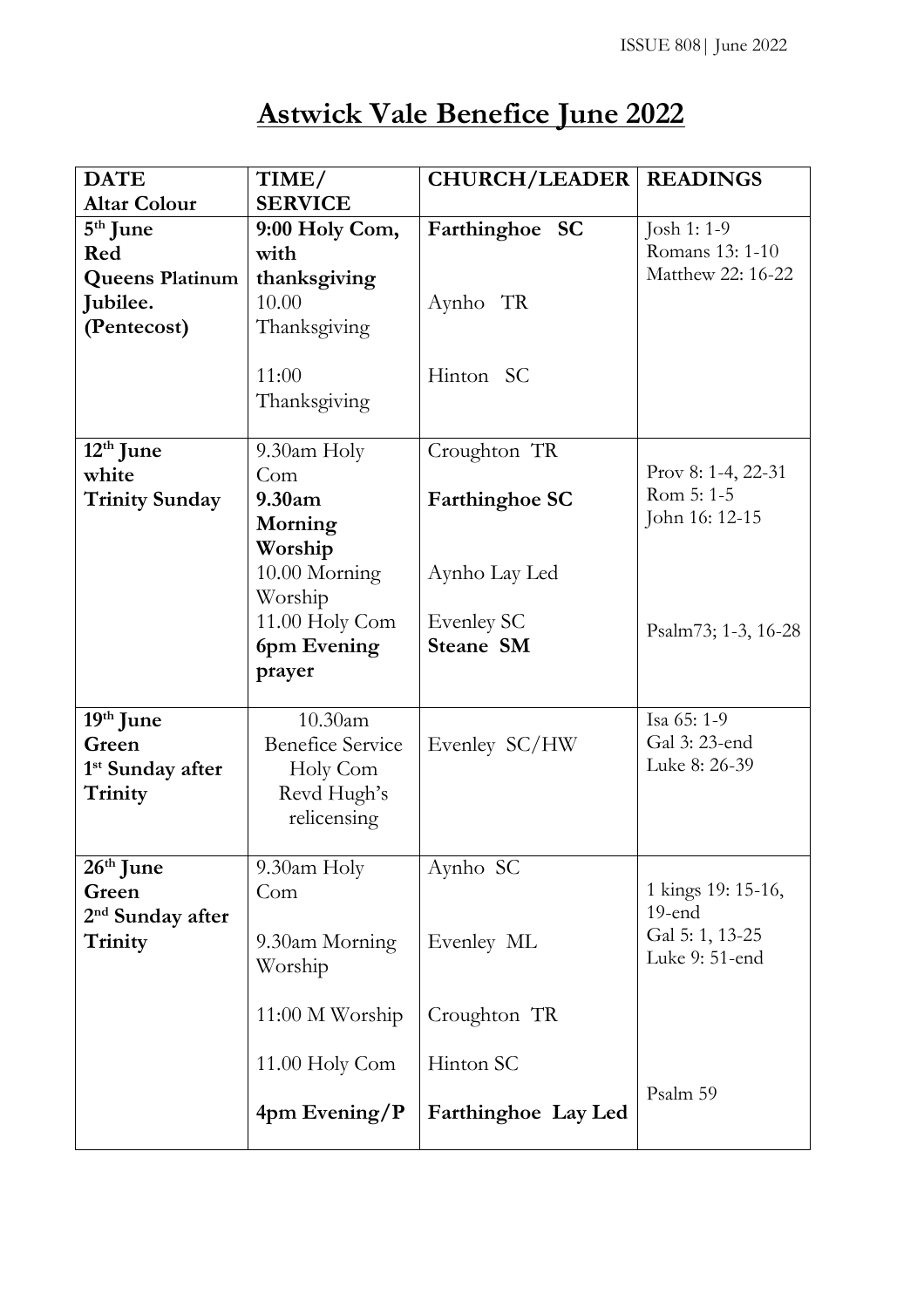# Astwick Vale Benefice June 2022

| DATE<br>Altar Colour | TIME/<br>SERVICE | CHURCH/LEADER | READINGS |
|---|---|---|---|
| **5th June<br>Red<br>Queens Platinum Jubilee.<br>(Pentecost)** | **9:00 Holy Com, with thanksgiving**<br>10.00 Thanksgiving<br>11:00 Thanksgiving | **Farthinghoe SC**<br>Aynho TR<br>Hinton SC | Josh 1: 1-9<br>Romans 13: 1-10<br>Matthew 22: 16-22 |
| **12th June<br>white<br>Trinity Sunday** | 9.30am Holy Com<br>**9.30am Morning Worship**<br>10.00 Morning Worship<br>11.00 Holy Com<br>**6pm Evening prayer** | Croughton TR<br>**Farthinghoe SC**<br>Aynho Lay Led<br>Evenley SC<br>**Steane SM** | Prov 8: 1-4, 22-31<br>Rom 5: 1-5<br>John 16: 12-15<br>Psalm73; 1-3, 16-28 |
| **19th June<br>Green<br>1st Sunday after Trinity** | 10.30am Benefice Service Holy Com Revd Hugh's relicensing | Evenley SC/HW | Isa 65: 1-9<br>Gal 3: 23-end<br>Luke 8: 26-39 |
| **26th June<br>Green<br>2nd Sunday after Trinity** | 9.30am Holy Com<br>9.30am Morning Worship<br>11:00 M Worship<br>11.00 Holy Com<br>**4pm Evening/P** | Aynho SC<br>Evenley ML<br>Croughton TR<br>Hinton SC<br>**Farthinghoe Lay Led** | 1 kings 19: 15-16, 19-end<br>Gal 5: 1, 13-25<br>Luke 9: 51-end<br>Psalm 59 |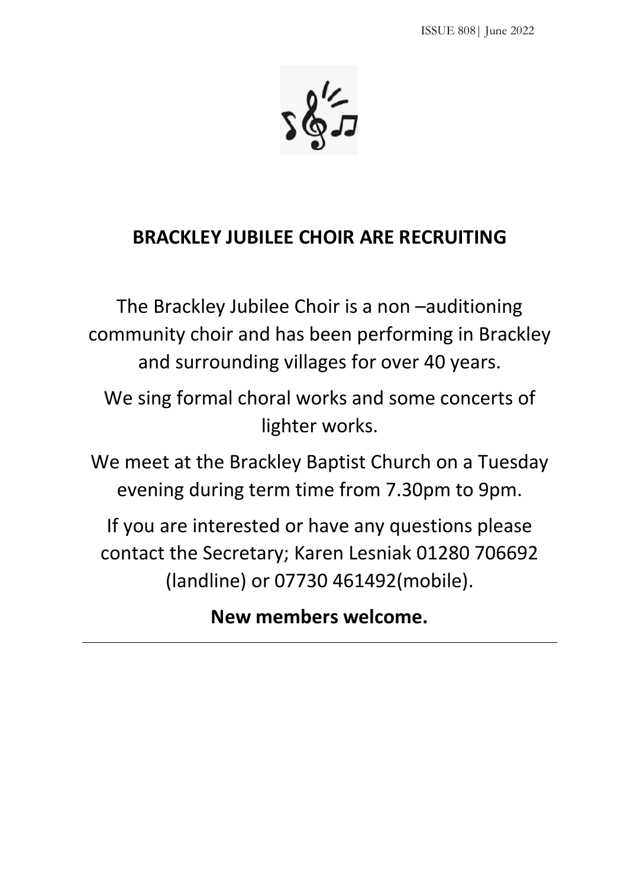## BRACKLEY JUBILEE CHOIR ARE RECRUITING

The Brackley Jubilee Choir is a non –auditioning community choir and has been performing in Brackley and surrounding villages for over 40 years.

We sing formal choral works and some concerts of lighter works.

We meet at the Brackley Baptist Church on a Tuesday evening during term time from 7.30pm to 9pm.

If you are interested or have any questions please contact the Secretary; Karen Lesniak 01280 706692 (landline) or 07730 461492(mobile).

**New members welcome.**